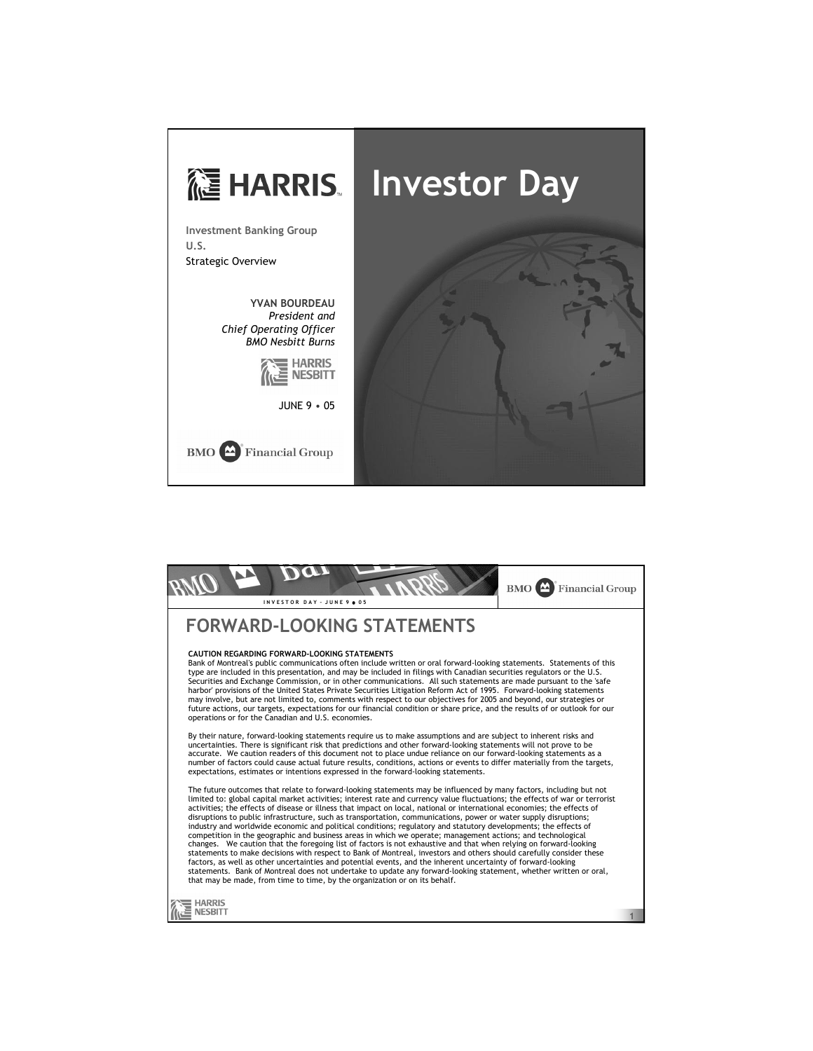# HARRIS Investor Day

**Investment Banking Group**
**U.S.**
Strategic Overview

**YVAN BOURDEAU**
*President and*
*Chief Operating Officer*
*BMO Nesbitt Burns*

HARRIS NESBITT

JUNE 9 • 05

BMO Financial Group

---

# FORWARD-LOOKING STATEMENTS

**CAUTION REGARDING FORWARD-LOOKING STATEMENTS**

Bank of Montreal's public communications often include written or oral forward-looking statements. Statements of this type are included in this presentation, and may be included in filings with Canadian securities regulators or the U.S. Securities and Exchange Commission, or in other communications. All such statements are made pursuant to the 'safe harbor' provisions of the United States Private Securities Litigation Reform Act of 1995. Forward-looking statements may involve, but are not limited to, comments with respect to our objectives for 2005 and beyond, our strategies or future actions, our targets, expectations for our financial condition or share price, and the results of or outlook for our operations or for the Canadian and U.S. economies.

By their nature, forward-looking statements require us to make assumptions and are subject to inherent risks and uncertainties. There is significant risk that predictions and other forward-looking statements will not prove to be accurate. We caution readers of this document not to place undue reliance on our forward-looking statements as a number of factors could cause actual future results, conditions, actions or events to differ materially from the targets, expectations, estimates or intentions expressed in the forward-looking statements.

The future outcomes that relate to forward-looking statements may be influenced by many factors, including but not limited to: global capital market activities; interest rate and currency value fluctuations; the effects of war or terrorist activities; the effects of disease or illness that impact on local, national or international economies; the effects of disruptions to public infrastructure, such as transportation, communications, power or water supply disruptions; industry and worldwide economic and political conditions; regulatory and statutory developments; the effects of competition in the geographic and business areas in which we operate; management actions; and technological changes. We caution that the foregoing list of factors is not exhaustive and that when relying on forward-looking statements to make decisions with respect to Bank of Montreal, investors and others should carefully consider these factors, as well as other uncertainties and potential events, and the inherent uncertainty of forward-looking statements. Bank of Montreal does not undertake to update any forward-looking statement, whether written or oral, that may be made, from time to time, by the organization or on its behalf.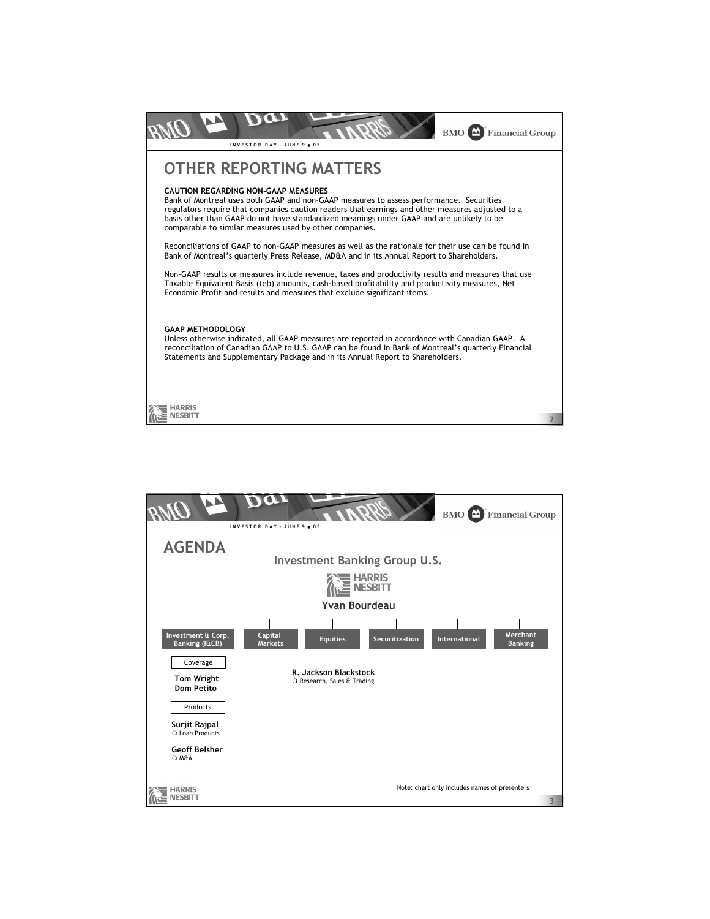# OTHER REPORTING MATTERS

**CAUTION REGARDING NON-GAAP MEASURES**

Bank of Montreal uses both GAAP and non-GAAP measures to assess performance. Securities regulators require that companies caution readers that earnings and other measures adjusted to a basis other than GAAP do not have standardized meanings under GAAP and are unlikely to be comparable to similar measures used by other companies.

Reconciliations of GAAP to non-GAAP measures as well as the rationale for their use can be found in Bank of Montreal's quarterly Press Release, MD&A and in its Annual Report to Shareholders.

Non-GAAP results or measures include revenue, taxes and productivity results and measures that use Taxable Equivalent Basis (teb) amounts, cash-based profitability and productivity measures, Net Economic Profit and results and measures that exclude significant items.

**GAAP METHODOLOGY**

Unless otherwise indicated, all GAAP measures are reported in accordance with Canadian GAAP. A reconciliation of Canadian GAAP to U.S. GAAP can be found in Bank of Montreal's quarterly Financial Statements and Supplementary Package and in its Annual Report to Shareholders.

# AGENDA

## Investment Banking Group U.S.

HARRIS NESBITT

**Yvan Bourdeau**

- **Investment & Corp. Banking (I&CB)**
  - Coverage
    - **Tom Wright**
    - **Dom Petito**
  - Products
    - **Surjit Rajpal** – Loan Products
    - **Geoff Belsher** – M&A
- **Capital Markets**
- **Equities**
  - **R. Jackson Blackstock** – Research, Sales & Trading
- **Securitization**
- **International**
- **Merchant Banking**

Note: chart only includes names of presenters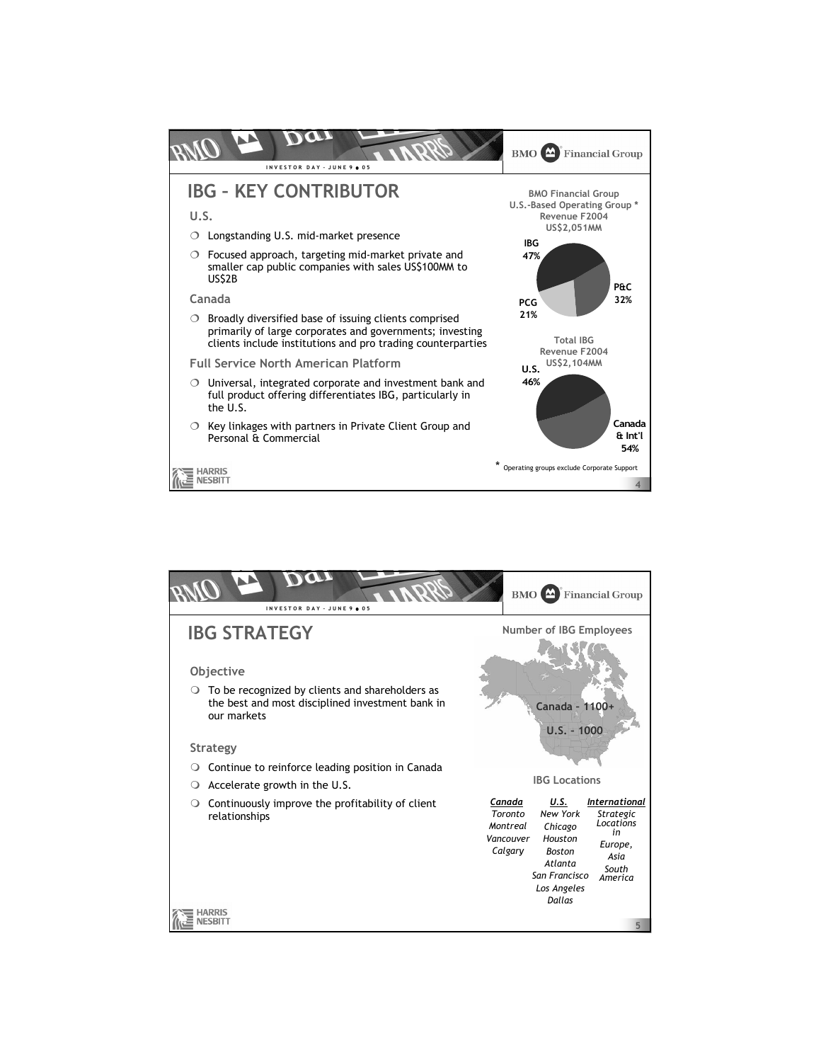## IBG – KEY CONTRIBUTOR

### U.S.

- Longstanding U.S. mid-market presence
- Focused approach, targeting mid-market private and smaller cap public companies with sales US$100MM to US$2B

### Canada

- Broadly diversified base of issuing clients comprised primarily of large corporates and governments; investing clients include institutions and pro trading counterparties

### Full Service North American Platform

- Universal, integrated corporate and investment bank and full product offering differentiates IBG, particularly in the U.S.
- Key linkages with partners in Private Client Group and Personal & Commercial

**BMO Financial Group U.S.-Based Operating Group * Revenue F2004 US$2,051MM**

| Group | Share |
|---|---|
| IBG | 47% |
| P&C | 32% |
| PCG | 21% |

**Total IBG Revenue F2004 US$2,104MM**

| Region | Share |
|---|---|
| U.S. | 46% |
| Canada & Int'l | 54% |

\* Operating groups exclude Corporate Support

## IBG STRATEGY

### Objective

- To be recognized by clients and shareholders as the best and most disciplined investment bank in our markets

### Strategy

- Continue to reinforce leading position in Canada
- Accelerate growth in the U.S.
- Continuously improve the profitability of client relationships

**Number of IBG Employees**

Canada – 1100+

U.S. – 1000

**IBG Locations**

| *Canada* | *U.S.* | *International* |
|---|---|---|
| *Toronto* | *New York* | *Strategic Locations in* |
| *Montreal* | *Chicago* | *Europe,* |
| *Vancouver* | *Houston* | *Asia* |
| *Calgary* | *Boston* | *South America* |
| | *Atlanta* | |
| | *San Francisco* | |
| | *Los Angeles* | |
| | *Dallas* | |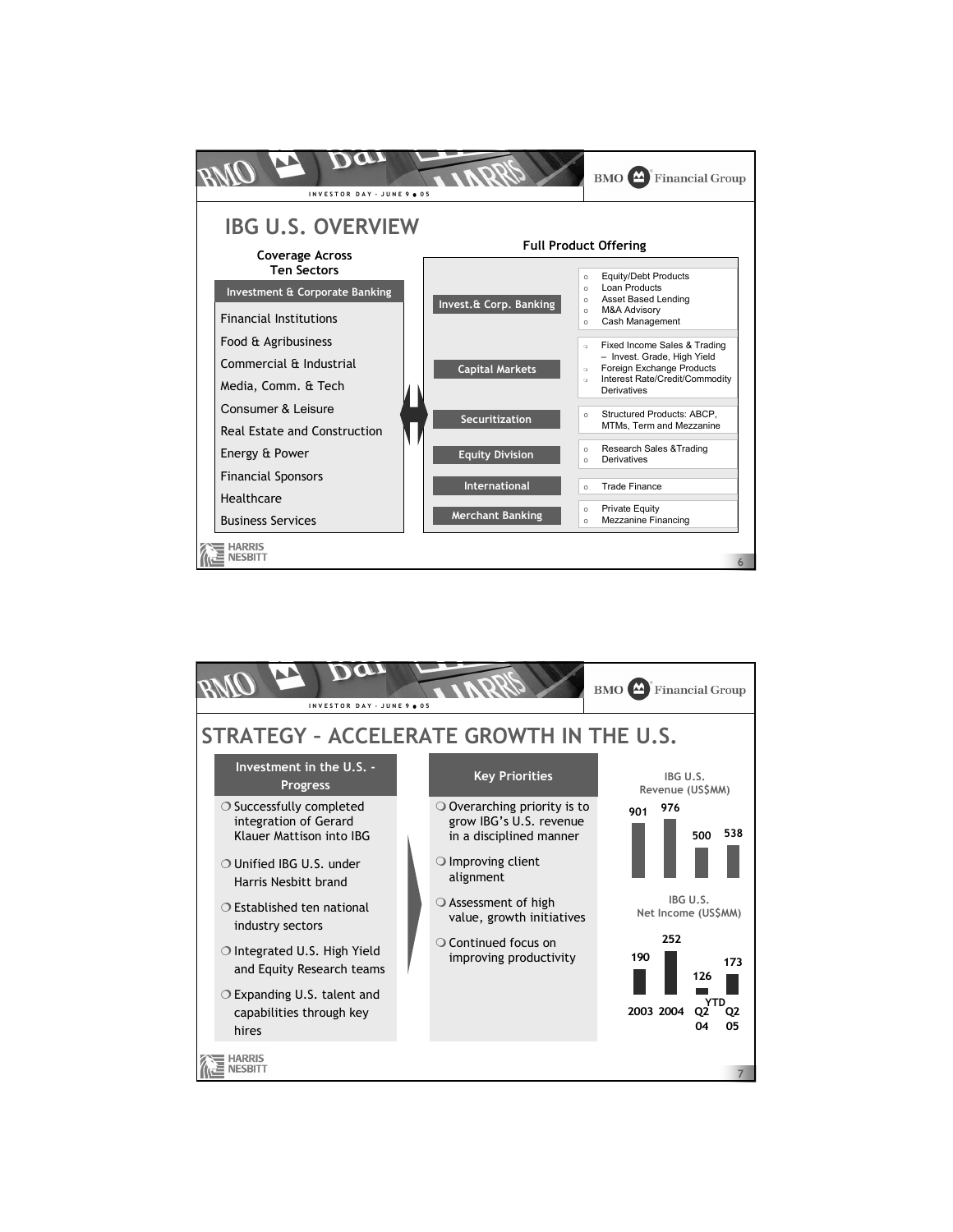## IBG U.S. OVERVIEW

**Coverage Across Ten Sectors**

- Investment & Corporate Banking
- Financial Institutions
- Food & Agribusiness
- Commercial & Industrial
- Media, Comm. & Tech
- Consumer & Leisure
- Real Estate and Construction
- Energy & Power
- Financial Sponsors
- Healthcare
- Business Services

**Full Product Offering**

| | |
|---|---|
| Invest.& Corp. Banking | Equity/Debt Products; Loan Products; Asset Based Lending; M&A Advisory; Cash Management |
| Capital Markets | Fixed Income Sales & Trading – Invest. Grade, High Yield; Foreign Exchange Products; Interest Rate/Credit/Commodity Derivatives |
| Securitization | Structured Products: ABCP, MTMs, Term and Mezzanine |
| Equity Division | Research Sales &Trading; Derivatives |
| International | Trade Finance |
| Merchant Banking | Private Equity; Mezzanine Financing |

## STRATEGY – ACCELERATE GROWTH IN THE U.S.

**Investment in the U.S. - Progress**

- Successfully completed integration of Gerard Klauer Mattison into IBG
- Unified IBG U.S. under Harris Nesbitt brand
- Established ten national industry sectors
- Integrated U.S. High Yield and Equity Research teams
- Expanding U.S. talent and capabilities through key hires

**Key Priorities**

- Overarching priority is to grow IBG's U.S. revenue in a disciplined manner
- Improving client alignment
- Assessment of high value, growth initiatives
- Continued focus on improving productivity

| | 2003 | 2004 | Q2 YTD 04 | Q2 YTD 05 |
|---|---|---|---|---|
| IBG U.S. Revenue (US$MM) | 901 | 976 | 500 | 538 |
| IBG U.S. Net Income (US$MM) | 190 | 252 | 126 | 173 |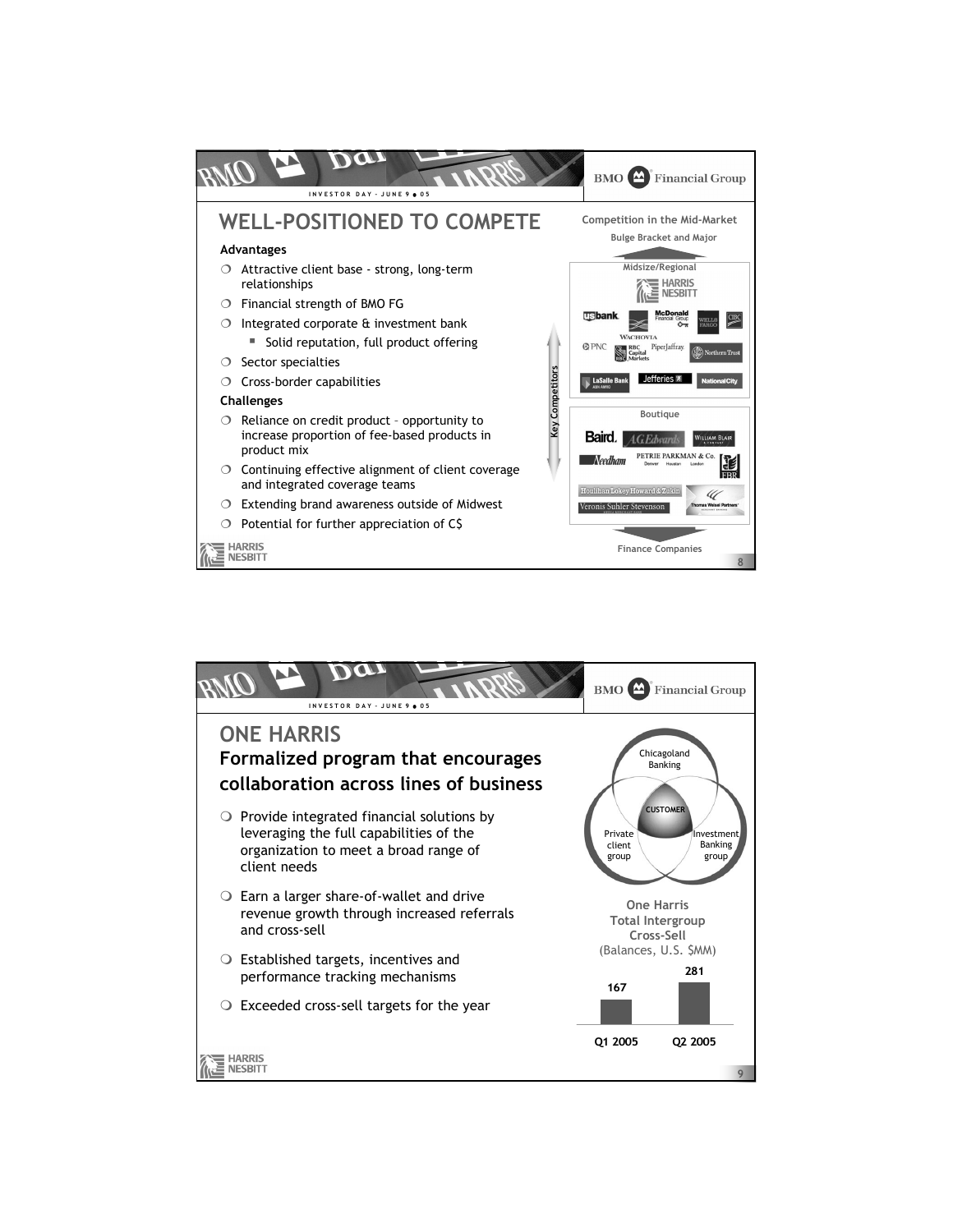## WELL-POSITIONED TO COMPETE

**Advantages**

- Attractive client base - strong, long-term relationships
- Financial strength of BMO FG
- Integrated corporate & investment bank
  - Solid reputation, full product offering
- Sector specialties
- Cross-border capabilities

**Challenges**

- Reliance on credit product – opportunity to increase proportion of fee-based products in product mix
- Continuing effective alignment of client coverage and integrated coverage teams
- Extending brand awareness outside of Midwest
- Potential for further appreciation of C$

**Competition in the Mid-Market**

Bulge Bracket and Major

Key Competitors

Midsize/Regional: Harris Nesbitt, US Bank, Wachovia, McDonald Financial Group, Wells Fargo, CIBC, PNC, RBC Capital Markets, Piper Jaffray, Northern Trust, LaSalle Bank ABN AMRO, Jefferies, National City

Boutique: Baird, A.G. Edwards, William Blair & Company, Needham, Petrie Parkman & Co. (Denver, Houston, London), FBR, Houlihan Lokey Howard & Zukin, Veronis Suhler Stevenson, Thomas Weisel Partners

Finance Companies

## ONE HARRIS

### Formalized program that encourages collaboration across lines of business

- Provide integrated financial solutions by leveraging the full capabilities of the organization to meet a broad range of client needs
- Earn a larger share-of-wallet and drive revenue growth through increased referrals and cross-sell
- Established targets, incentives and performance tracking mechanisms
- Exceeded cross-sell targets for the year

Chicagoland Banking — Private client group — Investment Banking group — CUSTOMER

**One Harris Total Intergroup Cross-Sell**
(Balances, U.S. $MM)

| Q1 2005 | Q2 2005 |
|---|---|
| 167 | 281 |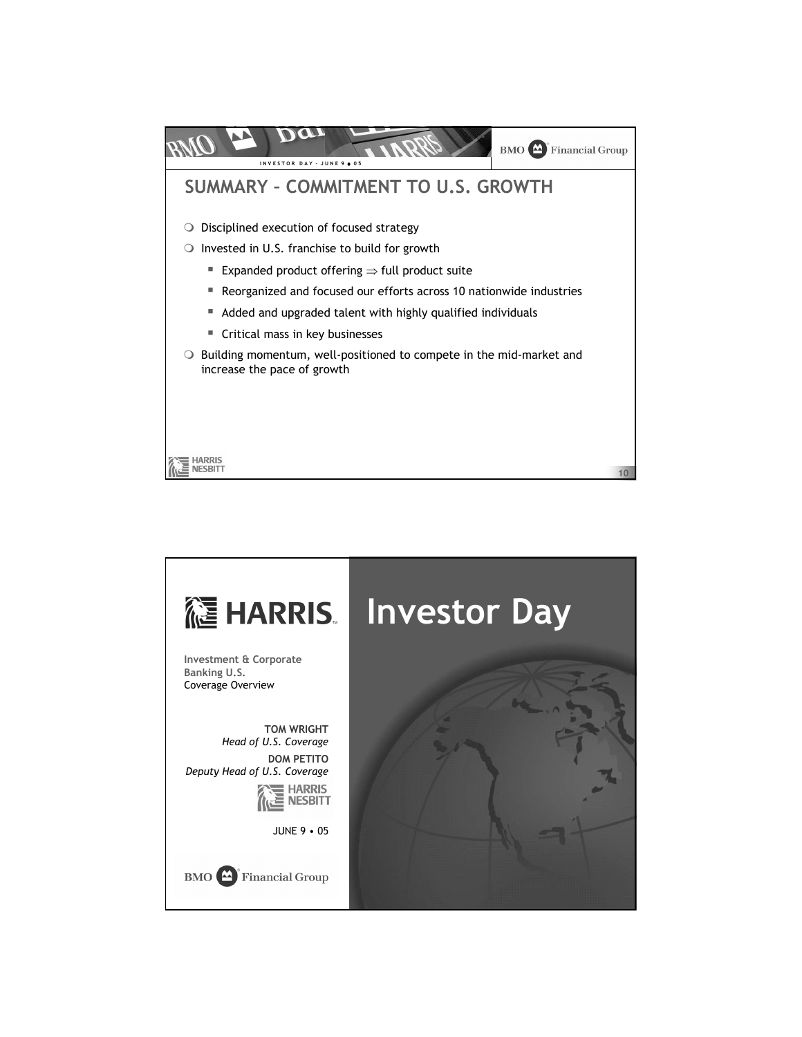## SUMMARY – COMMITMENT TO U.S. GROWTH

- Disciplined execution of focused strategy
- Invested in U.S. franchise to build for growth
  - Expanded product offering ⇒ full product suite
  - Reorganized and focused our efforts across 10 nationwide industries
  - Added and upgraded talent with highly qualified individuals
  - Critical mass in key businesses
- Building momentum, well-positioned to compete in the mid-market and increase the pace of growth

# Investor Day

HARRIS

**Investment & Corporate Banking U.S.**
Coverage Overview

**TOM WRIGHT**
*Head of U.S. Coverage*

**DOM PETITO**
*Deputy Head of U.S. Coverage*

HARRIS NESBITT

JUNE 9 • 05

BMO Financial Group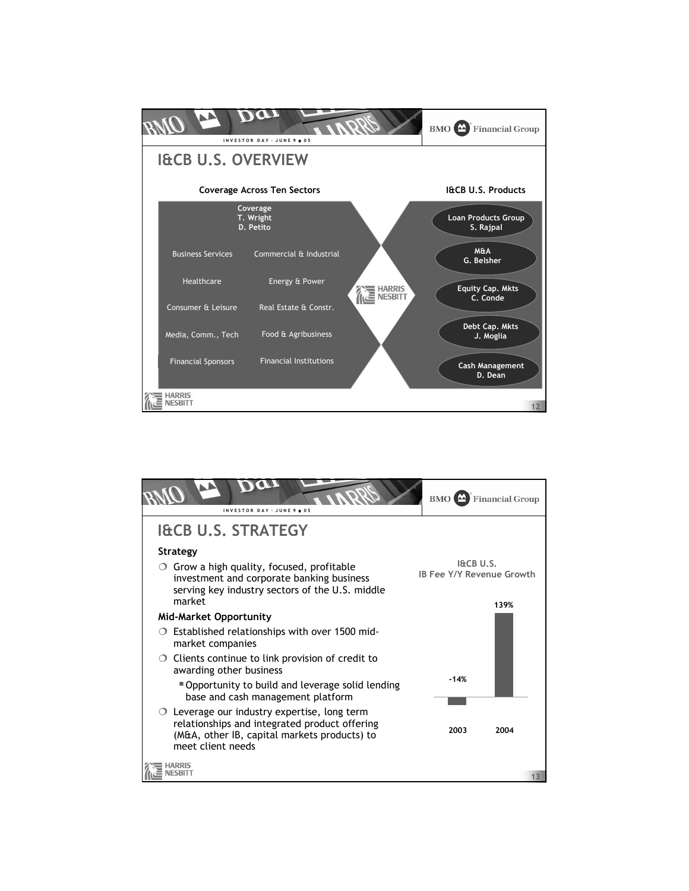# I&CB U.S. OVERVIEW

**Coverage Across Ten Sectors**

**Coverage**
T. Wright
D. Petito

| | |
|---|---|
| Business Services | Commercial & Industrial |
| Healthcare | Energy & Power |
| Consumer & Leisure | Real Estate & Constr. |
| Media, Comm., Tech | Food & Agribusiness |
| Financial Sponsors | Financial Institutions |

HARRIS NESBITT

**I&CB U.S. Products**

- **Loan Products Group** – S. Rajpal
- **M&A** – G. Belsher
- **Equity Cap. Mkts** – C. Conde
- **Debt Cap. Mkts** – J. Moglia
- **Cash Management** – D. Dean

# I&CB U.S. STRATEGY

### Strategy

- Grow a high quality, focused, profitable investment and corporate banking business serving key industry sectors of the U.S. middle market

### Mid-Market Opportunity

- Established relationships with over 1500 mid-market companies
- Clients continue to link provision of credit to awarding other business
  - Opportunity to build and leverage solid lending base and cash management platform
- Leverage our industry expertise, long term relationships and integrated product offering (M&A, other IB, capital markets products) to meet client needs

**I&CB U.S. IB Fee Y/Y Revenue Growth**

| Year | Growth |
|---|---|
| 2003 | -14% |
| 2004 | 139% |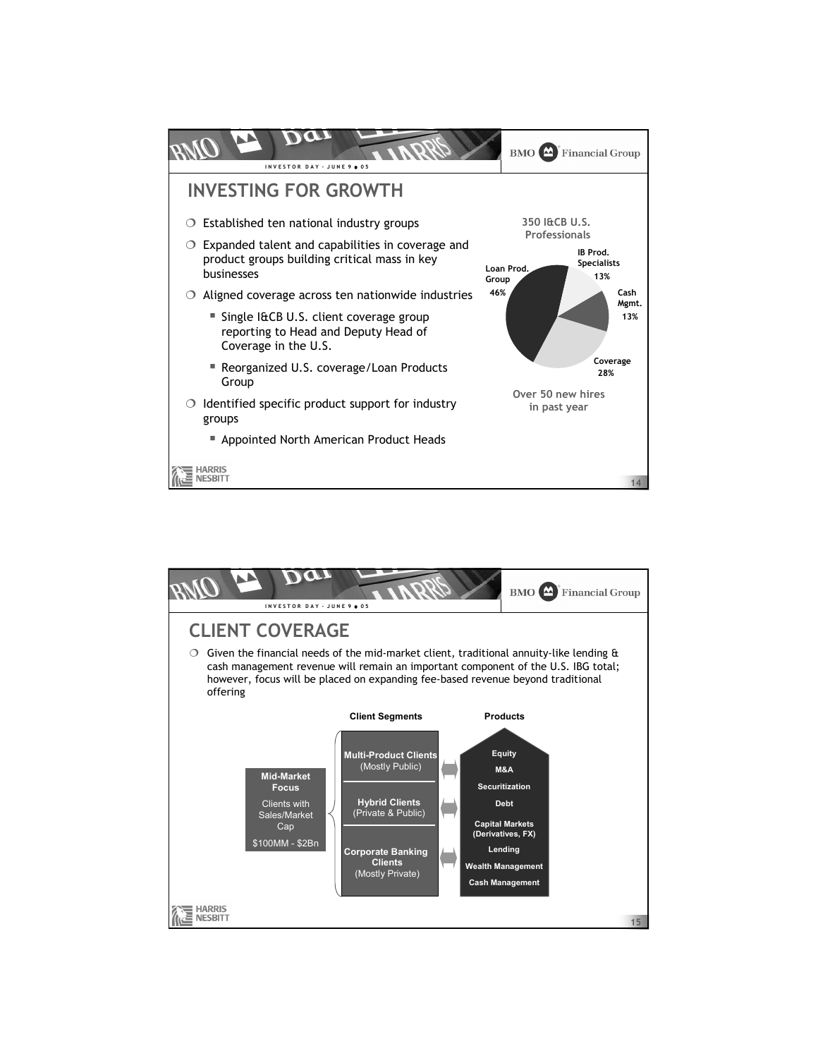# INVESTING FOR GROWTH

- Established ten national industry groups
- Expanded talent and capabilities in coverage and product groups building critical mass in key businesses
- Aligned coverage across ten nationwide industries
  - Single I&CB U.S. client coverage group reporting to Head and Deputy Head of Coverage in the U.S.
  - Reorganized U.S. coverage/Loan Products Group
- Identified specific product support for industry groups
  - Appointed North American Product Heads

**350 I&CB U.S. Professionals**

| Group | Share |
|---|---|
| Loan Prod. Group | 46% |
| IB Prod. Specialists | 13% |
| Cash Mgmt. | 13% |
| Coverage | 28% |

Over 50 new hires in past year

# CLIENT COVERAGE

- Given the financial needs of the mid-market client, traditional annuity-like lending & cash management revenue will remain an important component of the U.S. IBG total; however, focus will be placed on expanding fee-based revenue beyond traditional offering

**Mid-Market Focus**
Clients with Sales/Market Cap
$100MM - $2Bn

**Client Segments**
- **Multi-Product Clients** (Mostly Public)
- **Hybrid Clients** (Private & Public)
- **Corporate Banking Clients** (Mostly Private)

**Products**
- Equity
- M&A
- Securitization
- Debt
- Capital Markets (Derivatives, FX)
- Lending
- Wealth Management
- Cash Management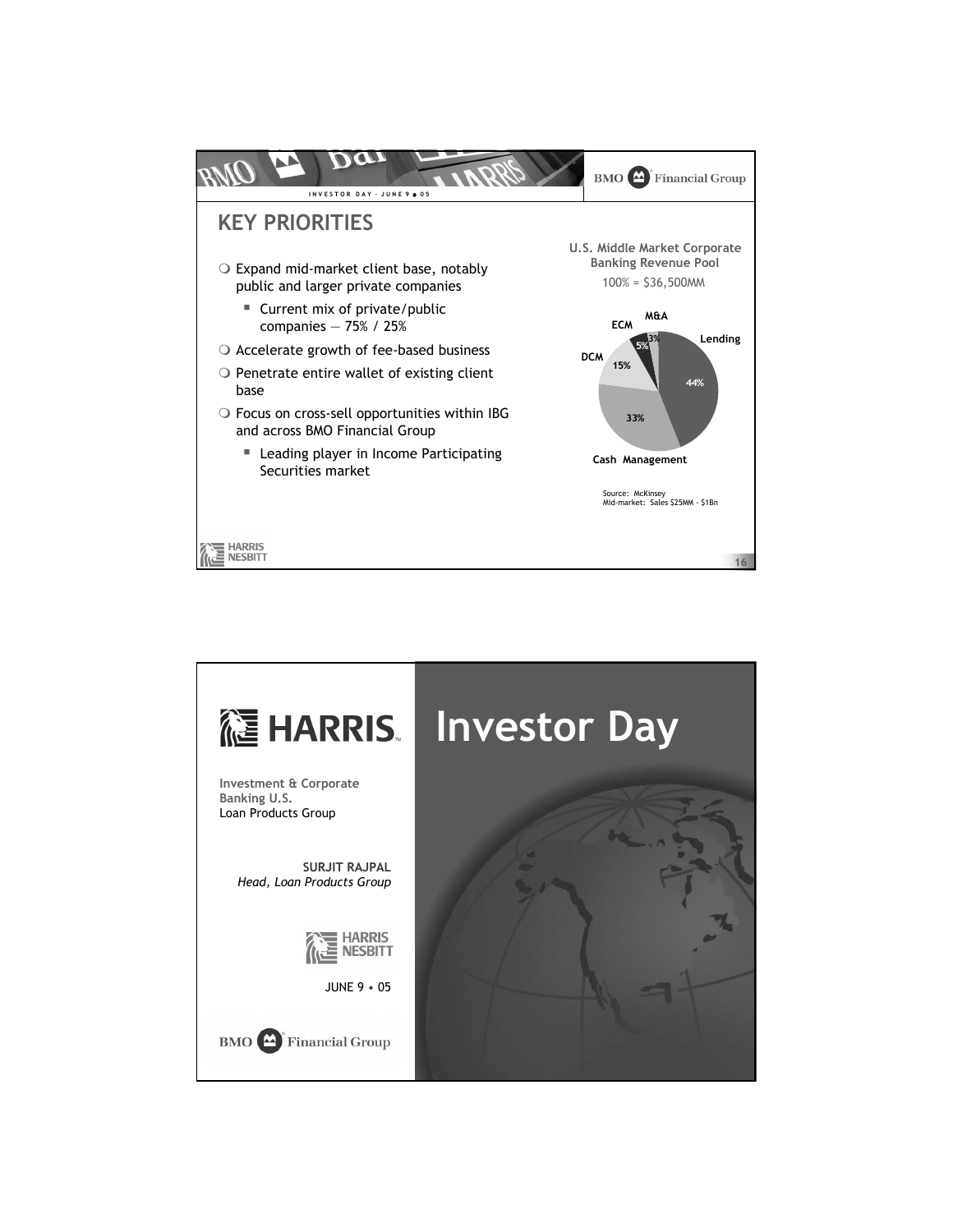## KEY PRIORITIES

- Expand mid-market client base, notably public and larger private companies
  - Current mix of private/public companies — 75% / 25%
- Accelerate growth of fee-based business
- Penetrate entire wallet of existing client base
- Focus on cross-sell opportunities within IBG and across BMO Financial Group
  - Leading player in Income Participating Securities market

**U.S. Middle Market Corporate Banking Revenue Pool**

100% = $36,500MM

| Segment | Share |
| --- | --- |
| Lending | 44% |
| Cash Management | 33% |
| DCM | 15% |
| ECM | 5% |
| M&A | 3% |

Source: McKinsey
Mid-market: Sales $25MM - $1Bn

---

# Investor Day

**Investment & Corporate Banking U.S.**
Loan Products Group

**SURJIT RAJPAL**
*Head, Loan Products Group*

HARRIS NESBITT

JUNE 9 • 05

BMO Financial Group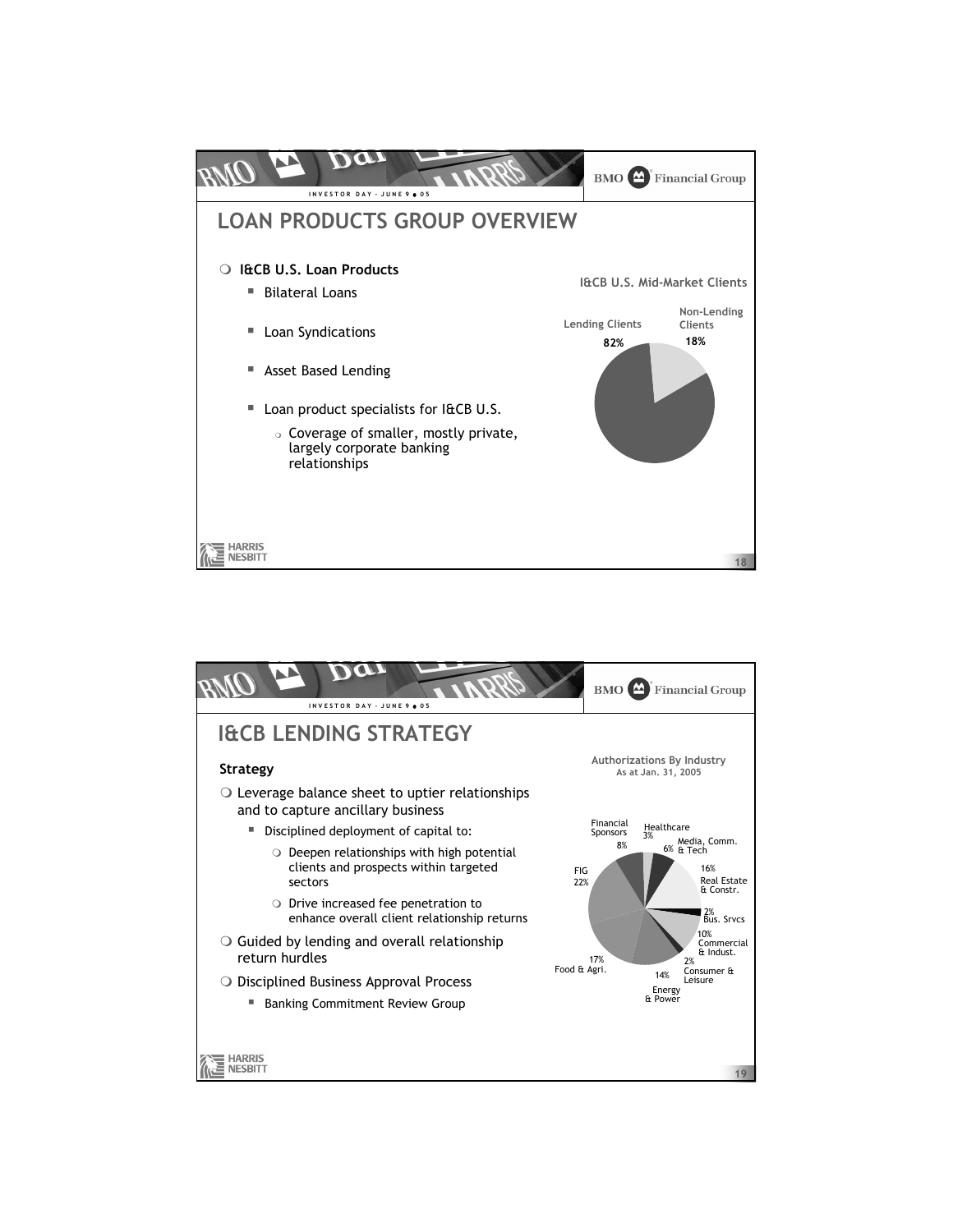# LOAN PRODUCTS GROUP OVERVIEW

- **I&CB U.S. Loan Products**
  - Bilateral Loans
  - Loan Syndications
  - Asset Based Lending
  - Loan product specialists for I&CB U.S.
    - Coverage of smaller, mostly private, largely corporate banking relationships

**I&CB U.S. Mid-Market Clients**

| Category | Share |
| --- | --- |
| Lending Clients | 82% |
| Non-Lending Clients | 18% |

# I&CB LENDING STRATEGY

**Strategy**

- Leverage balance sheet to uptier relationships and to capture ancillary business
  - Disciplined deployment of capital to:
    - Deepen relationships with high potential clients and prospects within targeted sectors
    - Drive increased fee penetration to enhance overall client relationship returns
- Guided by lending and overall relationship return hurdles
- Disciplined Business Approval Process
  - Banking Commitment Review Group

**Authorizations By Industry**
As at Jan. 31, 2005

| Industry | Share |
| --- | --- |
| Financial Sponsors | 8% |
| Healthcare | 3% |
| Media, Comm. & Tech | 6% |
| Real Estate & Constr. | 16% |
| Bus. Srvcs | 2% |
| Commercial & Indust. | 10% |
| Consumer & Leisure | 2% |
| Energy & Power | 14% |
| Food & Agri. | 17% |
| FIG | 22% |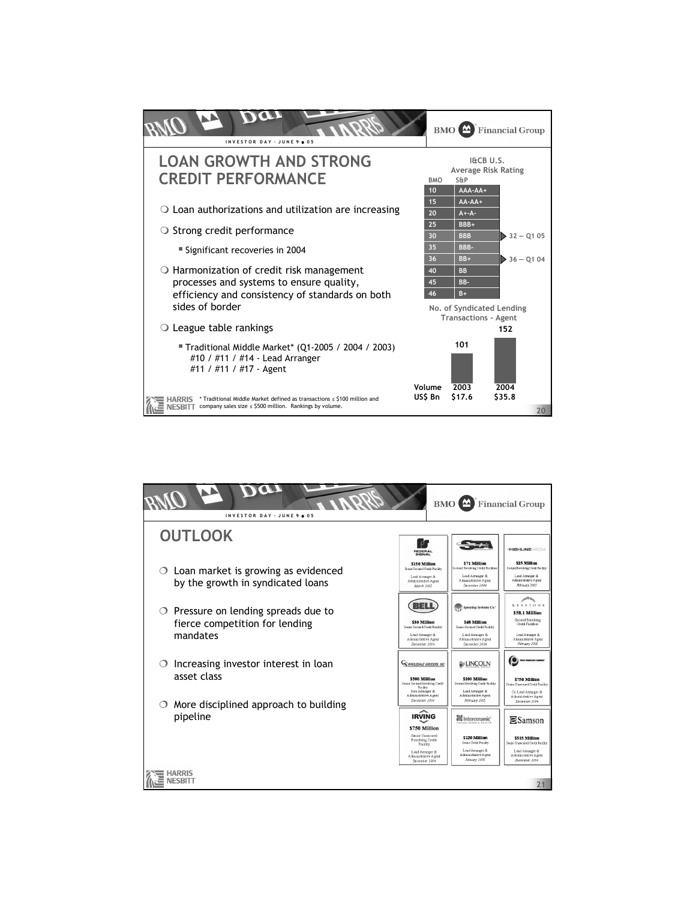## LOAN GROWTH AND STRONG CREDIT PERFORMANCE

- Loan authorizations and utilization are increasing
- Strong credit performance
  - Significant recoveries in 2004
- Harmonization of credit risk management processes and systems to ensure quality, efficiency and consistency of standards on both sides of border
- League table rankings
  - Traditional Middle Market* (Q1-2005 / 2004 / 2003) #10 / #11 / #14 - Lead Arranger #11 / #11 / #17 - Agent

**I&CB U.S. Average Risk Rating**

| BMO | S&P | |
|---|---|---|
| 10 | AAA-AA+ | |
| 15 | AA-AA+ | |
| 20 | A+-A- | |
| 25 | BBB+ | |
| 30 | BBB | 32 — Q1 05 |
| 35 | BBB- | |
| 36 | BB+ | 36 — Q1 04 |
| 40 | BB | |
| 45 | BB- | |
| 46 | B+ | |

**No. of Syndicated Lending Transactions - Agent**

| | 2003 | 2004 |
|---|---|---|
| No. of transactions | 101 | 152 |
| Volume US$ Bn | $17.6 | $35.8 |

\* Traditional Middle Market defined as transactions ≤ $100 million and company sales size ≤ $500 million. Rankings by volume.

## OUTLOOK

- Loan market is growing as evidenced by the growth in syndicated loans
- Pressure on lending spreads due to fierce competition for lending mandates
- Increasing investor interest in loan asset class
- More disciplined approach to building pipeline

| Company | Amount | Facility | Role | Date |
|---|---|---|---|---|
| Federal Signal | $150 Million | Senior Secured Credit Facility | Lead Arranger & Administrative Agent | March 2005 |
| | $71 Million | Secured Revolving Credit Facilities | Lead Arranger & Administrative Agent | December 2004 |
| Highline Media | $25 Million | Secured Revolving Credit Facility | Lead Arranger & Administrative Agent | February 2005 |
| Bell | $30 Million | Senior Secured Credit Facility | Lead Arranger & Administrative Agent | December 2004 |
| Spraying Systems Co. | $68 Million | Senior Secured Credit Facility | Lead Arranger & Administrative Agent | December 2004 |
| Keystone | $59.1 Million | Secured Revolving Credit Facilities | Lead Arranger & Administrative Agent | February 2005 |
| CS Wholesale Grocers, Inc. | $500 Million | Senior Secured Revolving Credit Facility | Sole Arranger & Administrative Agent | December 2004 |
| Lincoln | $100 Million | Secured Revolving Credit Facility | Lead Arranger & Administrative Agent | February 2005 |
| | $750 Million | Senior Unsecured Credit Facility | Co-Lead Arranger & Administrative Agent | December 2004 |
| Irving | $750 Million | Senior Unsecured Revolving Credit Facility | Lead Arranger & Administrative Agent | December 2004 |
| Interceramic | $120 Million | Senior Credit Facility | Lead Arranger & Administrative Agent | January 2005 |
| Samson | $515 Million | Senior Unsecured Credit Facility | Lead Arranger & Administrative Agent | December 2004 |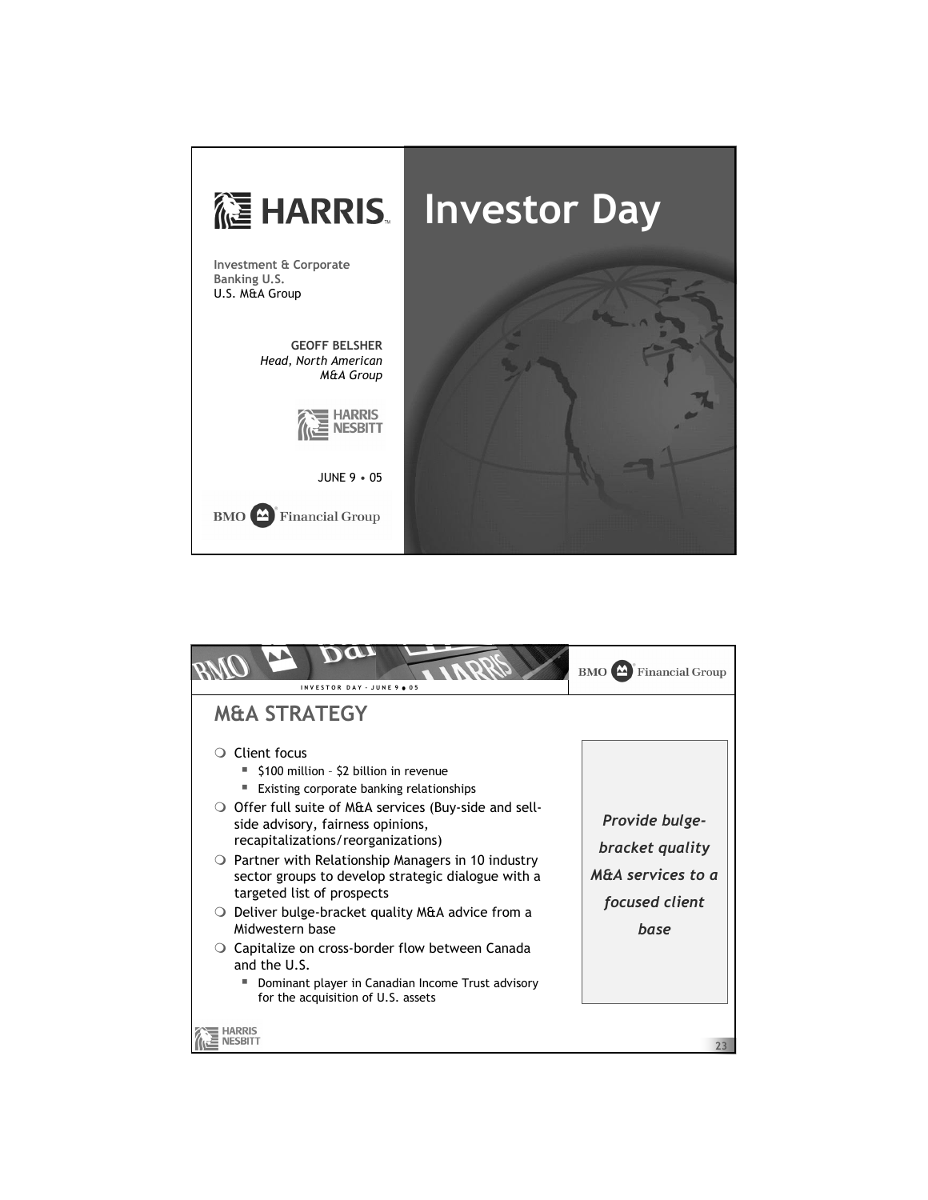# Investor Day

**Investment & Corporate Banking U.S.**
U.S. M&A Group

**GEOFF BELSHER**
*Head, North American M&A Group*

HARRIS NESBITT

JUNE 9 • 05

BMO Financial Group

---

## M&A STRATEGY

- Client focus
  - $100 million – $2 billion in revenue
  - Existing corporate banking relationships
- Offer full suite of M&A services (Buy-side and sell-side advisory, fairness opinions, recapitalizations/reorganizations)
- Partner with Relationship Managers in 10 industry sector groups to develop strategic dialogue with a targeted list of prospects
- Deliver bulge-bracket quality M&A advice from a Midwestern base
- Capitalize on cross-border flow between Canada and the U.S.
  - Dominant player in Canadian Income Trust advisory for the acquisition of U.S. assets

***Provide bulge-bracket quality M&A services to a focused client base***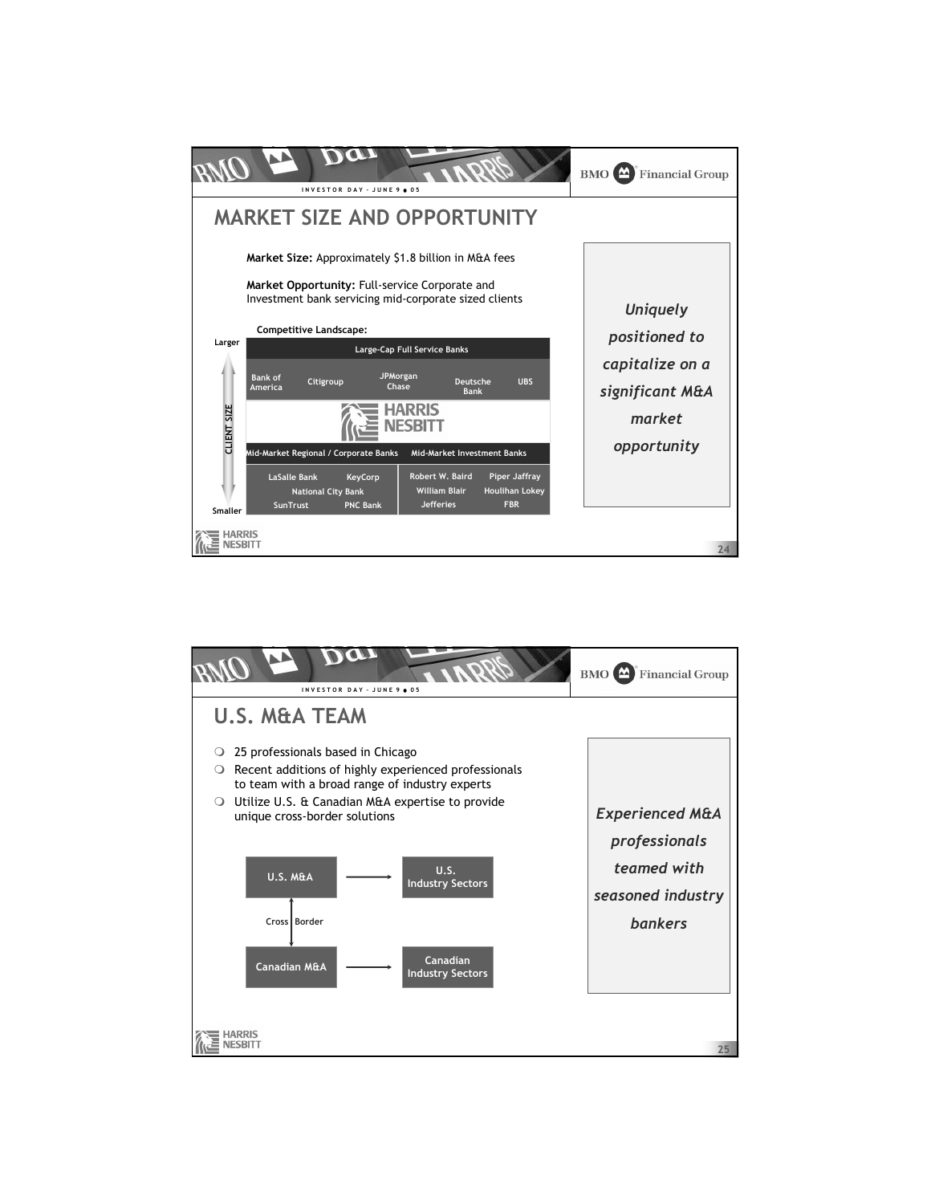## MARKET SIZE AND OPPORTUNITY

**Market Size:** Approximately $1.8 billion in M&A fees

**Market Opportunity:** Full-service Corporate and Investment bank servicing mid-corporate sized clients

**Competitive Landscape:**

Client Size: Larger → Smaller

| Large-Cap Full Service Banks | | | | |
|---|---|---|---|---|
| Bank of America | Citigroup | JPMorgan Chase | Deutsche Bank | UBS |

**HARRIS NESBITT**

| Mid-Market Regional / Corporate Banks | Mid-Market Investment Banks |
|---|---|
| LaSalle Bank, KeyCorp, National City Bank, SunTrust, PNC Bank | Robert W. Baird, Piper Jaffray, William Blair, Houlihan Lokey, Jefferies, FBR |

*Uniquely positioned to capitalize on a significant M&A market opportunity*

## U.S. M&A TEAM

- 25 professionals based in Chicago
- Recent additions of highly experienced professionals to team with a broad range of industry experts
- Utilize U.S. & Canadian M&A expertise to provide unique cross-border solutions

U.S. M&A → U.S. Industry Sectors

↕ Cross Border

Canadian M&A → Canadian Industry Sectors

*Experienced M&A professionals teamed with seasoned industry bankers*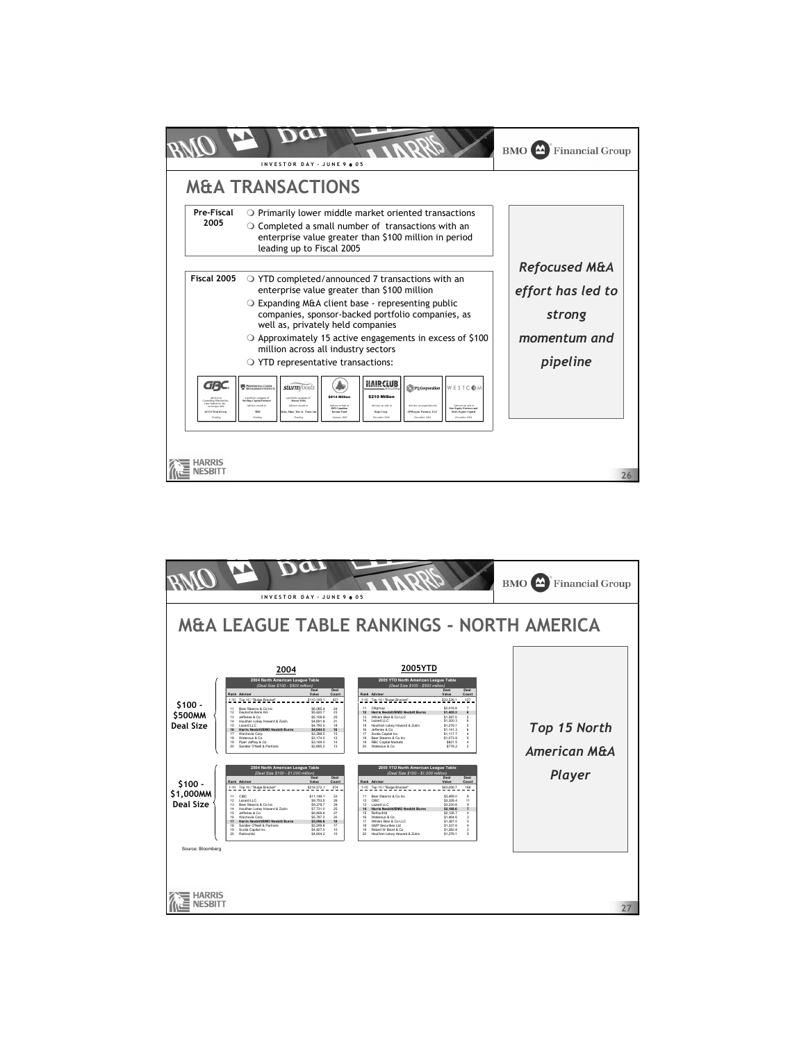# M&A TRANSACTIONS

**Pre-Fiscal 2005**

- Primarily lower middle market oriented transactions
- Completed a small number of transactions with an enterprise value greater than $100 million in period leading up to Fiscal 2005

**Fiscal 2005**

- YTD completed/announced 7 transactions with an enterprise value greater than $100 million
- Expanding M&A client base - representing public companies, sponsor-backed portfolio companies, as well as, privately held companies
- Approximately 15 active engagements in excess of $100 million across all industry sectors
- YTD representative transactions:

| GBC | Professional Career Development Institute | Sturm Foods | | Hair Club | PQ Corporation | Westcom |
|---|---|---|---|---|---|---|
| Advisor to Controlling Shareholder, Lane Industries, Inc. on merger with ACCO World Corp. | a portfolio company of Sterling Capital Partners. Advisor on sale to TBD | a portfolio company of Mason Wells. Advisor on sale to Riordan, Lewis & Haden, Inc. | $914 Million. Advisor on sale to IFI Canadian Income Fund | $210 Million. Advisor on sale to Regis Corp. | Advisor on acquisition by JPMorgan Partners, LLC | Advisor on sale to One Equity Partners and Bain Equity Capital |
| Pending | Pending | Pending | January 2005 | December 2004 | December 2004 | December 2004 |

*Refocused M&A effort has led to strong momentum and pipeline*

# M&A LEAGUE TABLE RANKINGS - NORTH AMERICA

## 2004

**$100 - $500MM Deal Size**

2004 North American League Table (Deal Size $100 - $500 million)

| Rank | Advisor | Deal Value | Deal Count |
|---|---|---|---|
| 1-10 | Top 10 / "Bulge Bracket" | $110,185.1 | 427 |
| 11 | Bear Stearns & Co Inc | $6,085.4 | 24 |
| 12 | Deutsche Bank AG | $5,620.7 | 23 |
| 13 | Jefferies & Co | $5,108.6 | 25 |
| 14 | Houlihan Lokey Howard & Zukin | $4,891.8 | 21 |
| 15 | Lazard LLC | $4,790.0 | 18 |
| 16 | **Harris Nesbitt/BMO Nesbitt Burns** | **$4,044.5** | **16** |
| 17 | Wachovia Corp | $3,266.5 | 15 |
| 18 | Waterous & Co | $3,174.0 | 12 |
| 19 | Piper Jaffray & Co | $3,169.0 | 14 |
| 20 | Sandler O'Neill & Partners | $2,685.2 | 13 |

**$100 - $1,000MM Deal Size**

2004 North American League Table (Deal Size $100 - $1,000 million)

| Rank | Advisor | Deal Value | Deal Count |
|---|---|---|---|
| 1-10 | Top 10 / "Bulge Bracket" | $316,272.1 | 574 |
| 11 | CIBC | $11,146.1 | 33 |
| 12 | Lazard LLC | $9,753.5 | 26 |
| 13 | Bear Stearns & Co Inc | $9,378.7 | 29 |
| 14 | Houlihan Lokey Howard & Zukin | $7,731.0 | 25 |
| 15 | Jefferies & Co | $6,889.6 | 27 |
| 16 | Wachovia Corp | $5,787.2 | 20 |
| 17 | **Harris Nesbitt/BMO Nesbitt Burns** | **$5,596.6** | **19** |
| 18 | Sandler O'Neill & Partners | $5,299.8 | 17 |
| 19 | Scotia Capital Inc | $4,827.0 | 10 |
| 20 | Rothschild | $4,604.2 | 10 |

## 2005YTD

**$100 - $500MM Deal Size**

2005 YTD North American League Table (Deal Size $100 - $500 million)

| Rank | Advisor | Deal Value | Deal Count |
|---|---|---|---|
| 1-10 | Top 10 / "Bulge Bracket" | $33,226.1 | 127 |
| 11 | Citigroup | $2,016.6 | 7 |
| 12 | **Harris Nesbitt/BMO Nesbitt Burns** | **$1,405.2** | **6** |
| 13 | William Blair & Co LLC | $1,387.0 | 5 |
| 14 | Lazard LLC | $1,300.3 | 6 |
| 15 | Houlihan Lokey Howard & Zukin | $1,276.1 | 5 |
| 16 | Jefferies & Co | $1,141.3 | 6 |
| 17 | Scotia Capital Inc | $1,117.7 | 4 |
| 18 | Bear Stearns & Co Inc | $1,073.9 | 5 |
| 19 | RBC Capital Markets | $821.5 | 4 |
| 20 | Waterous & Co | $778.2 | 2 |

**$100 - $1,000MM Deal Size**

2005 YTD North American League Table (Deal Size $100 - $1,000 million)

| Rank | Advisor | Deal Value | Deal Count |
|---|---|---|---|
| 1-10 | Top 10 / "Bulge Bracket" | $63,056.7 | 166 |
| 11 | Bear Stearns & Co Inc | $3,409.0 | 8 |
| 12 | CIBC | $3,328.4 | 11 |
| 13 | Lazard LLC | $3,230.6 | 9 |
| 14 | **Harris Nesbitt/BMO Nesbitt Burns** | **$2,108.6** | **7** |
| 15 | Rothschild | $2,126.7 | 4 |
| 16 | Waterous & Co | $1,464.6 | 3 |
| 17 | William Blair & Co LLC | $1,387.0 | 5 |
| 18 | GMP Securities Ltd | $1,337.6 | 4 |
| 19 | Robert W Baird & Co | $1,282.8 | 2 |
| 20 | Houlihan Lokey Howard & Zukin | $1,276.1 | 5 |

Source: Bloomberg

*Top 15 North American M&A Player*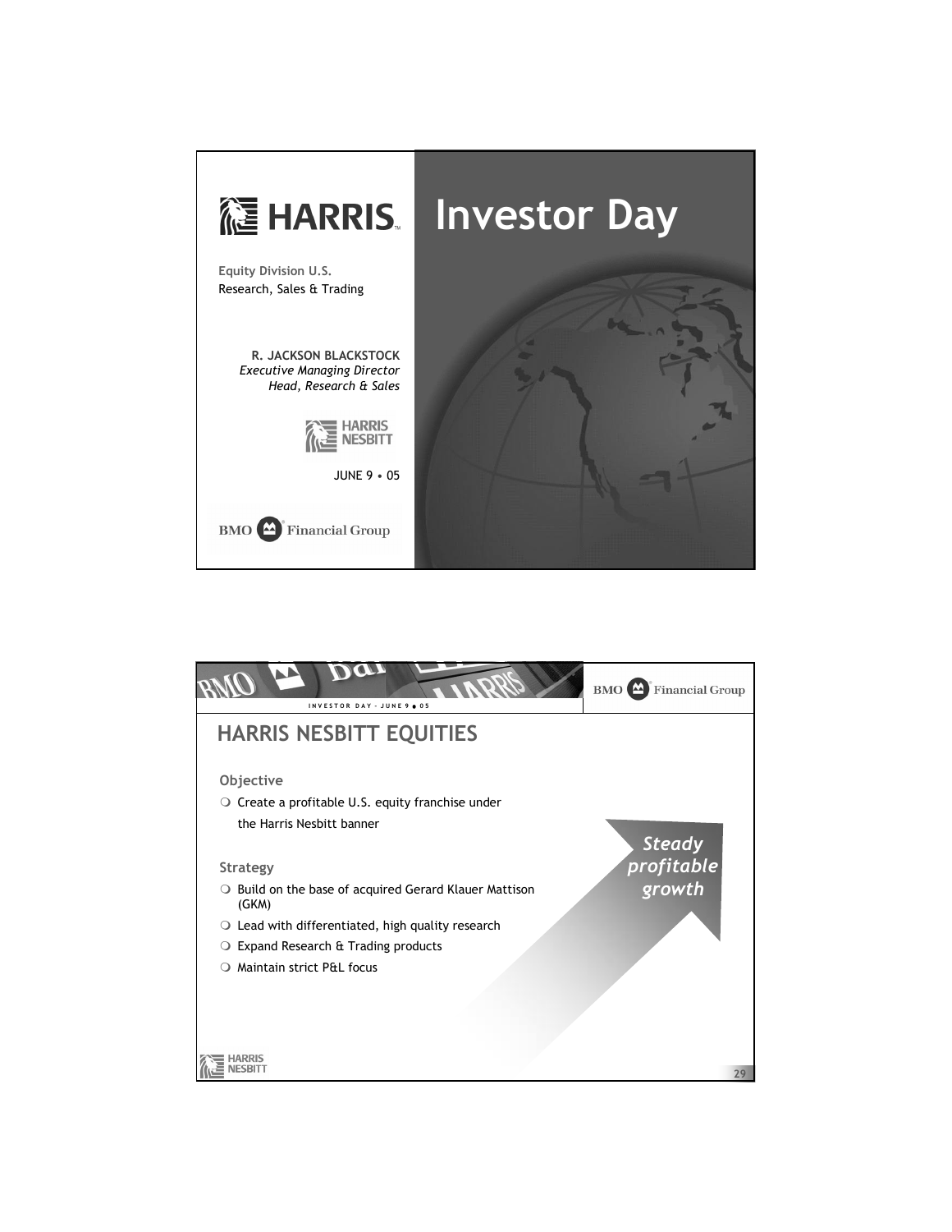# Investor Day

**HARRIS**

**Equity Division U.S.**
Research, Sales & Trading

**R. JACKSON BLACKSTOCK**
*Executive Managing Director*
*Head, Research & Sales*

HARRIS NESBITT

JUNE 9 • 05

BMO Financial Group

---

## HARRIS NESBITT EQUITIES

### Objective

- Create a profitable U.S. equity franchise under the Harris Nesbitt banner

### Strategy

- Build on the base of acquired Gerard Klauer Mattison (GKM)
- Lead with differentiated, high quality research
- Expand Research & Trading products
- Maintain strict P&L focus

*Steady profitable growth*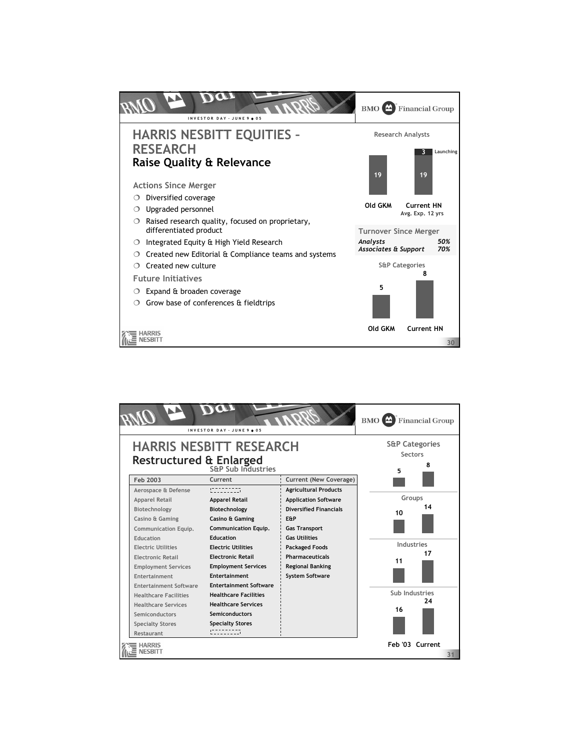# HARRIS NESBITT EQUITIES – RESEARCH

## Raise Quality & Relevance

### Actions Since Merger

- Diversified coverage
- Upgraded personnel
- Raised research quality, focused on proprietary, differentiated product
- Integrated Equity & High Yield Research
- Created new Editorial & Compliance teams and systems
- Created new culture

### Future Initiatives

- Expand & broaden coverage
- Grow base of conferences & fieldtrips

**Research Analysts**

| | Old GKM | Current HN |
|---|---|---|
| Analysts | 19 | 19 |
| Launching | | 3 |

Current HN: Avg. Exp. 12 yrs

**Turnover Since Merger**

| | |
|---|---|
| *Analysts* | *50%* |
| *Associates & Support* | *70%* |

**S&P Categories**

| Old GKM | Current HN |
|---|---|
| 5 | 8 |

# HARRIS NESBITT RESEARCH

## Restructured & Enlarged

**S&P Sub Industries**

| Feb 2003 | Current | Current (New Coverage) |
|---|---|---|
| Aerospace & Defense | | Agricultural Products |
| Apparel Retail | Apparel Retail | Application Software |
| Biotechnology | Biotechnology | Diversified Financials |
| Casino & Gaming | Casino & Gaming | E&P |
| Communication Equip. | Communication Equip. | Gas Transport |
| Education | Education | Gas Utilities |
| Electric Utilities | Electric Utilities | Packaged Foods |
| Electronic Retail | Electronic Retail | Pharmaceuticals |
| Employment Services | Employment Services | Regional Banking |
| Entertainment | Entertainment | System Software |
| Entertainment Software | Entertainment Software | |
| Healthcare Facilities | Healthcare Facilities | |
| Healthcare Services | Healthcare Services | |
| Semiconductors | Semiconductors | |
| Specialty Stores | Specialty Stores | |
| Restaurant | | |

**S&P Categories**

| | Feb '03 | Current |
|---|---|---|
| Sectors | 5 | 8 |
| Groups | 10 | 14 |
| Industries | 11 | 17 |
| Sub Industries | 16 | 24 |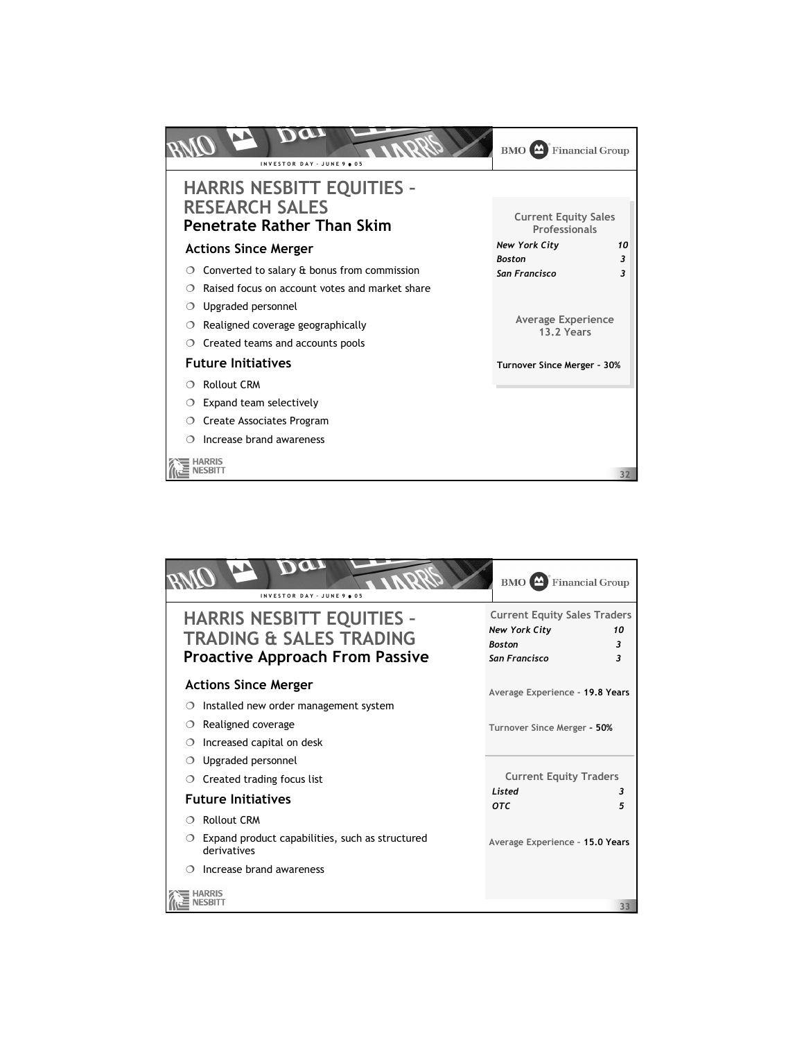# HARRIS NESBITT EQUITIES – RESEARCH SALES

## Penetrate Rather Than Skim

### Actions Since Merger

- Converted to salary & bonus from commission
- Raised focus on account votes and market share
- Upgraded personnel
- Realigned coverage geographically
- Created teams and accounts pools

### Future Initiatives

- Rollout CRM
- Expand team selectively
- Create Associates Program
- Increase brand awareness

| Current Equity Sales Professionals | |
|---|---|
| *New York City* | *10* |
| *Boston* | *3* |
| *San Francisco* | *3* |

Average Experience 13.2 Years

**Turnover Since Merger – 30%**

# HARRIS NESBITT EQUITIES – TRADING & SALES TRADING

## Proactive Approach From Passive

### Actions Since Merger

- Installed new order management system
- Realigned coverage
- Increased capital on desk
- Upgraded personnel
- Created trading focus list

### Future Initiatives

- Rollout CRM
- Expand product capabilities, such as structured derivatives
- Increase brand awareness

| Current Equity Sales Traders | |
|---|---|
| *New York City* | *10* |
| *Boston* | *3* |
| *San Francisco* | *3* |

Average Experience – **19.8 Years**

Turnover Since Merger **– 50%**

| Current Equity Traders | |
|---|---|
| *Listed* | *3* |
| *OTC* | *5* |

Average Experience – **15.0 Years**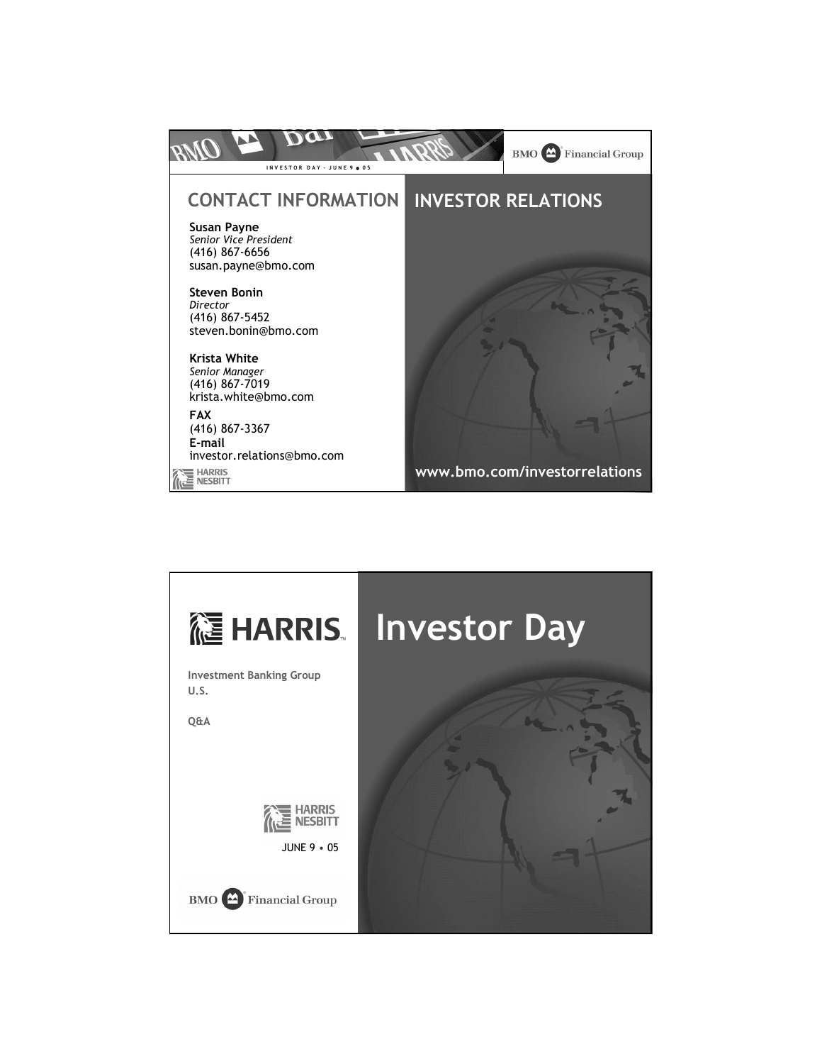INVESTOR DAY - JUNE 9 • 05

BMO Financial Group

## CONTACT INFORMATION

## INVESTOR RELATIONS

**Susan Payne**
*Senior Vice President*
(416) 867-6656
susan.payne@bmo.com

**Steven Bonin**
*Director*
(416) 867-5452
steven.bonin@bmo.com

**Krista White**
*Senior Manager*
(416) 867-7019
krista.white@bmo.com

**FAX**
(416) 867-3367

**E-mail**
investor.relations@bmo.com

HARRIS NESBITT

**www.bmo.com/investorrelations**

---

HARRIS

# Investor Day

**Investment Banking Group U.S.**

**Q&A**

HARRIS NESBITT

JUNE 9 • 05

BMO Financial Group